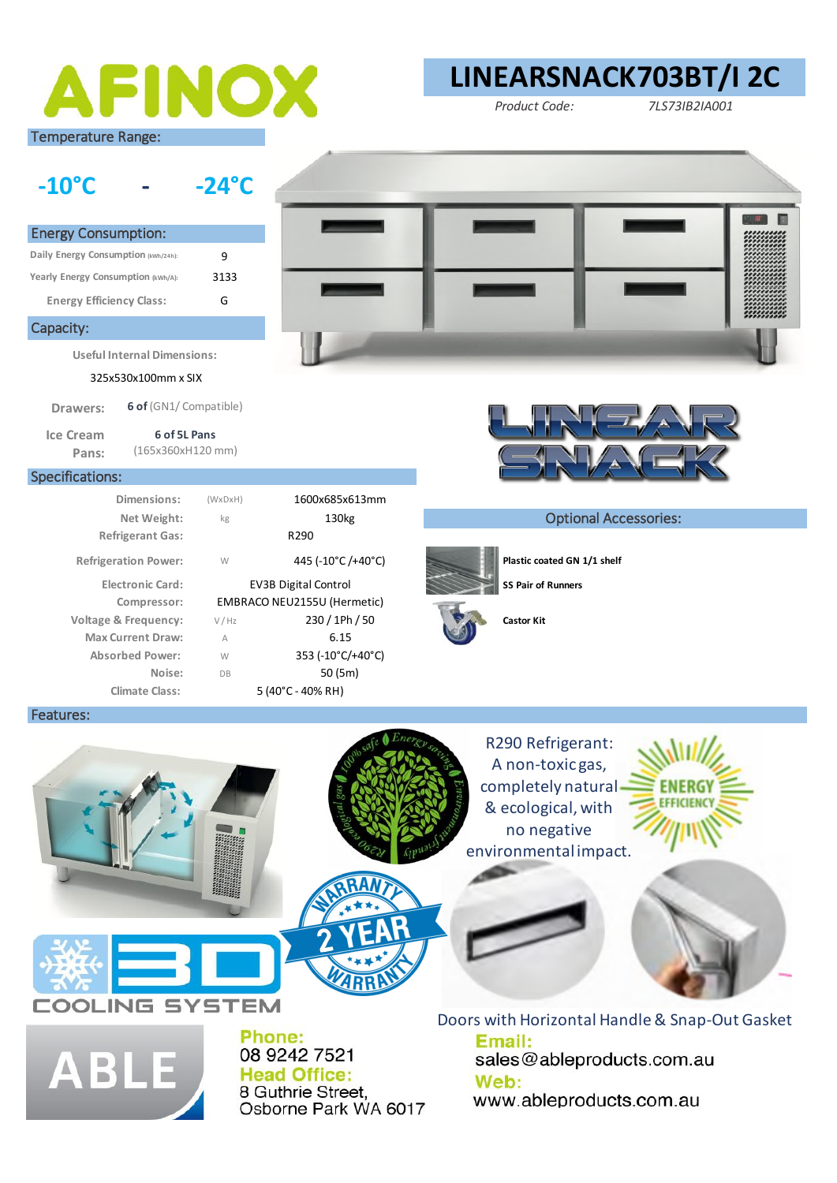# AFINOX

# LINEARSNACK703BT/I 2C

*Product Code:* *7LS73IB2IA001*

## Temperature Range:

**-10°C - -24°C**

## Energy Consumption:

| | |
|---|---|
| Daily Energy Consumption (kWh/24h): | 9 |
| Yearly Energy Consumption (kWh/A): | 3133 |
| Energy Efficiency Class: | G |

## Capacity:

Useful Internal Dimensions:

325x530x100mm x SIX

**Drawers:** **6 of** (GN1/ Compatible)

**Ice Cream Pans:** **6 of 5L Pans** (165x360xH120 mm)

LINEAR SNACK

## Specifications:

| | | |
|---|---|---|
| Dimensions: | (WxDxH) | 1600x685x613mm |
| Net Weight: | kg | 130kg |
| Refrigerant Gas: | | R290 |
| Refrigeration Power: | W | 445 (-10°C /+40°C) |
| Electronic Card: | | EV3B Digital Control |
| Compressor: | | EMBRACO NEU2155U (Hermetic) |
| Voltage & Frequency: | V / Hz | 230 / 1Ph / 50 |
| Max Current Draw: | A | 6.15 |
| Absorbed Power: | W | 353 (-10°C/+40°C) |
| Noise: | DB | 50 (5m) |
| Climate Class: | | 5 (40°C - 40% RH) |

## Optional Accessories:

- **Plastic coated GN 1/1 shelf**
- **SS Pair of Runners**
- **Castor Kit**

## Features:

3D COOLING SYSTEM

2 YEAR WARRANTY

R290 Refrigerant: A non-toxic gas, completely natural & ecological, with no negative environmental impact.

ENERGY EFFICIENCY

Doors with Horizontal Handle & Snap-Out Gasket

ABLE

**Phone:**
08 9242 7521

**Head Office:**
8 Guthrie Street,
Osborne Park WA 6017

**Email:**
sales@ableproducts.com.au

**Web:**
www.ableproducts.com.au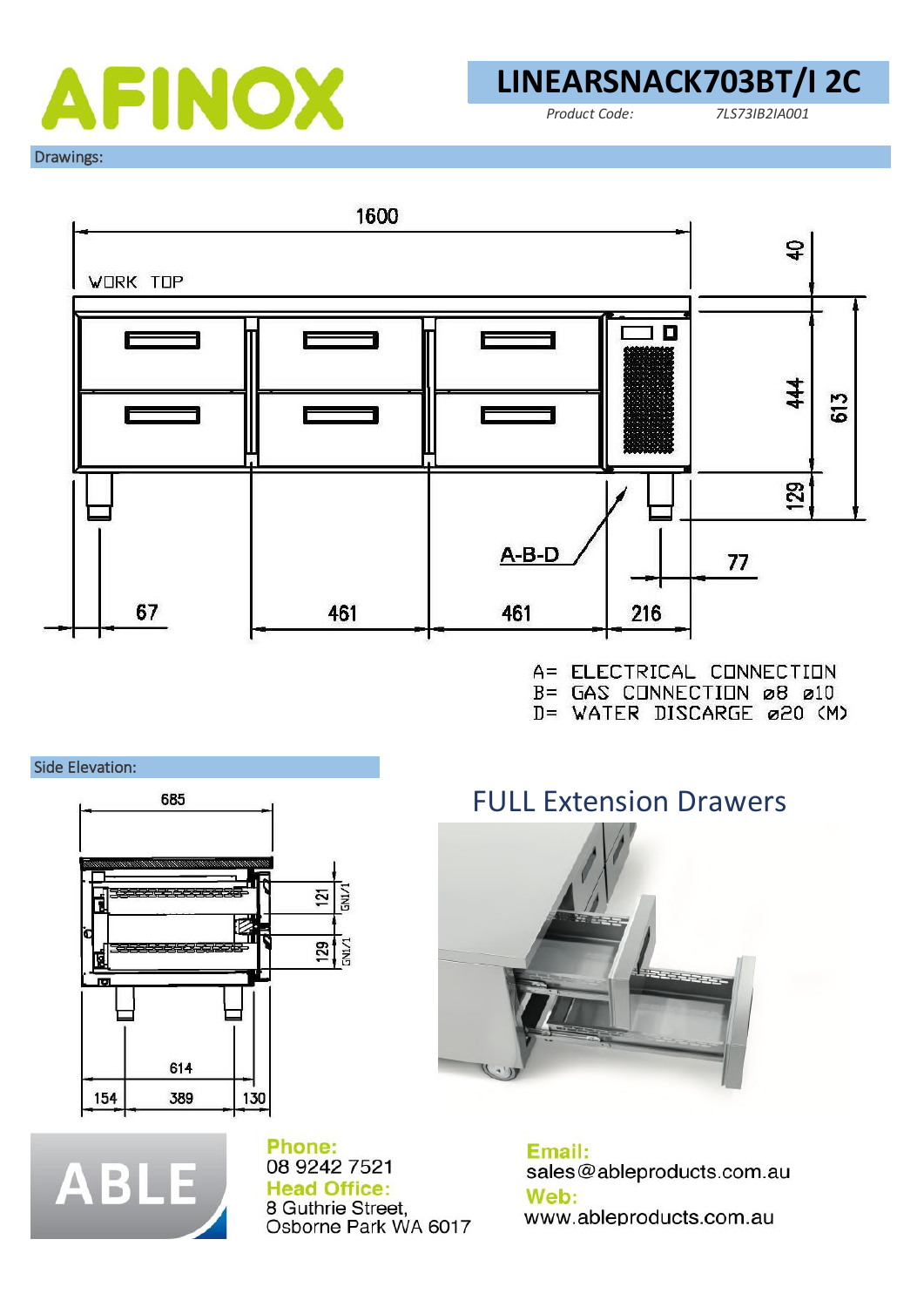# AFINOX

## LINEARSNACK703BT/I 2C

*Product Code:* *7LS73IB2IA001*

Drawings:

1600

WORK TOP

40

444

613

129

A-B-D

77

67

461

461

216

A= ELECTRICAL CONNECTION
B= GAS CONNECTION ø8 ø10
D= WATER DISCARGE ø20 (M)

Side Elevation:

685

121 GN1/1

129 GN1/1

614

154 389 130

## FULL Extension Drawers

ABLE

**Phone:**
08 9242 7521

**Head Office:**
8 Guthrie Street,
Osborne Park WA 6017

**Email:**
sales@ableproducts.com.au

**Web:**
www.ableproducts.com.au